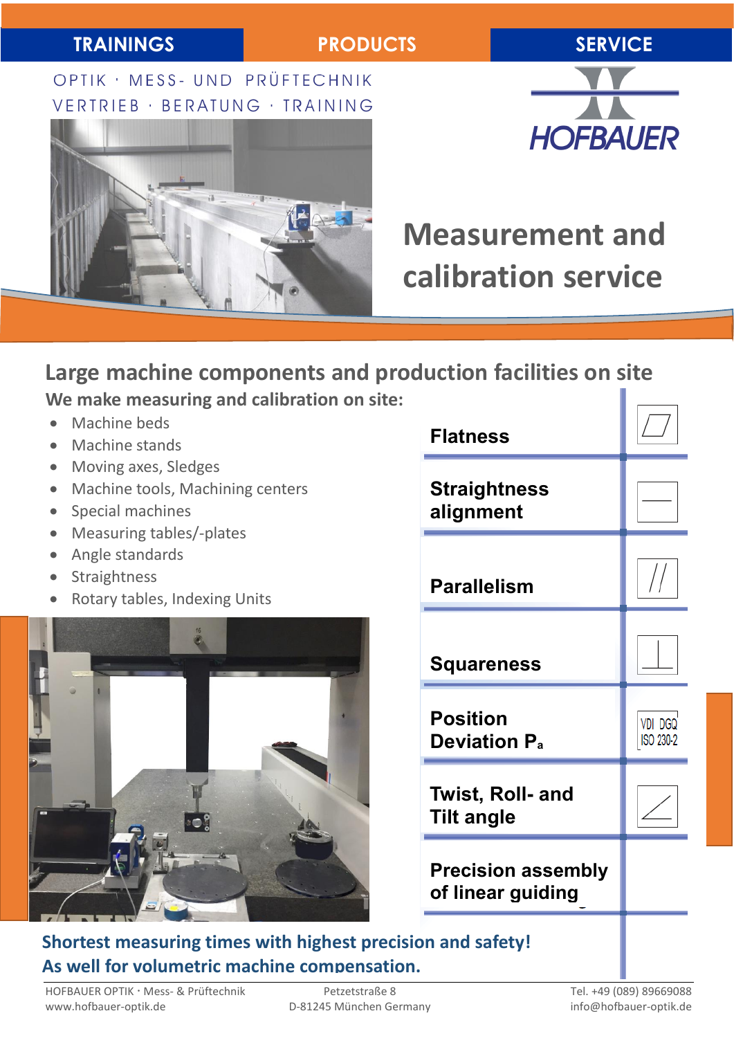TRAININGS | PRODUCTS | SERVICE

OPTIK · MESS- UND PRÜFTECHNIK
VERTRIEB · BERATUNG · TRAINING

HOFBAUER

# Measurement and calibration service

## Large machine components and production facilities on site

### We make measuring and calibration on site:

- Machine beds
- Machine stands
- Moving axes, Sledges
- Machine tools, Machining centers
- Special machines
- Measuring tables/-plates
- Angle standards
- Straightness
- Rotary tables, Indexing Units

| | |
|---|---|
| **Flatness** | ⏥ |
| **Straightness alignment** | — |
| **Parallelism** | // |
| **Squareness** | ⊥ |
| **Position Deviation $P_a$** | VDI DGQ ISO 230-2 |
| **Twist, Roll- and Tilt angle** | ∠ |
| **Precision assembly of linear guiding** | |

**Shortest measuring times with highest precision and safety!**
**As well for volumetric machine compensation.**

HOFBAUER OPTIK · Mess- & Prüftechnik
www.hofbauer-optik.de

Petzetstraße 8
D-81245 München Germany

Tel. +49 (089) 89669088
info@hofbauer-optik.de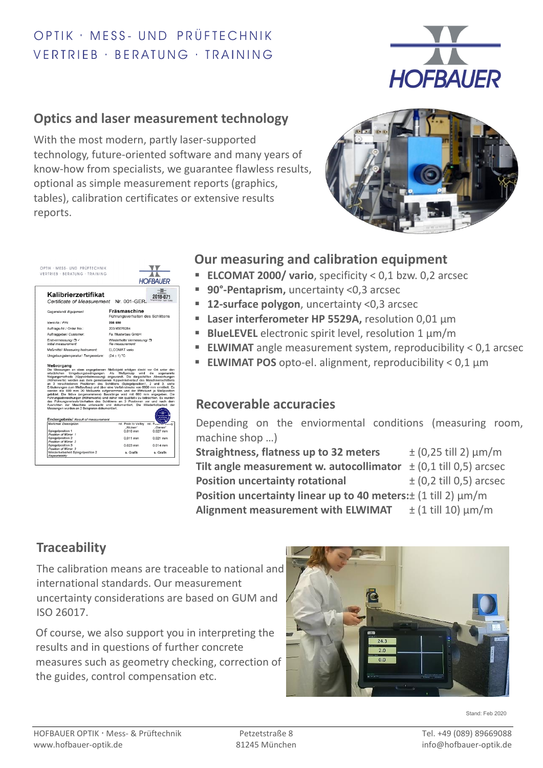OPTIK · MESS- UND PRÜFTECHNIK
VERTRIEB · BERATUNG · TRAINING

## Optics and laser measurement technology

With the most modern, partly laser-supported technology, future-oriented software and many years of know-how from specialists, we guarantee flawless results, optional as simple measurement reports (graphics, tables), calibration certificates or extensive results reports.

## Our measuring and calibration equipment

- **ELCOMAT 2000/ vario**, specificity < 0,1 bzw. 0,2 arcsec
- **90°-Pentaprism,** uncertainty <0,3 arcsec
- **12-surface polygon**, uncertainty <0,3 arcsec
- **Laser interferometer HP 5529A,** resolution 0,01 µm
- **BlueLEVEL** electronic spirit level, resolution 1 µm/m
- **ELWIMAT** angle measurement system, reproducibility < 0,1 arcsec
- **ELWIMAT POS** opto-el. alignment, reproducibility < 0,1 µm

## Recoverable accuracies

Depending on the enviormental conditions (measuring room, machine shop …)

| | |
|---|---|
| **Straightness, flatness up to 32 meters** | ± (0,25 till 2) µm/m |
| **Tilt angle measurement w. autocollimator** | ± (0,1 till 0,5) arcsec |
| **Position uncertainty rotational** | ± (0,2 till 0,5) arcsec |
| **Position uncertainty linear up to 40 meters:** | ± (1 till 2) µm/m |
| **Alignment measurement with ELWIMAT** | ± (1 till 10) µm/m |

## Traceability

The calibration means are traceable to national and international standards. Our measurement uncertainty considerations are based on GUM and ISO 26017.

Of course, we also support you in interpreting the results and in questions of further concrete measures such as geometry checking, correction of the guides, control compensation etc.

Stand: Feb 2020

HOFBAUER OPTIK · Mess- & Prüftechnik
www.hofbauer-optik.de

Petzetstraße 8
81245 München

Tel. +49 (089) 89669088
info@hofbauer-optik.de